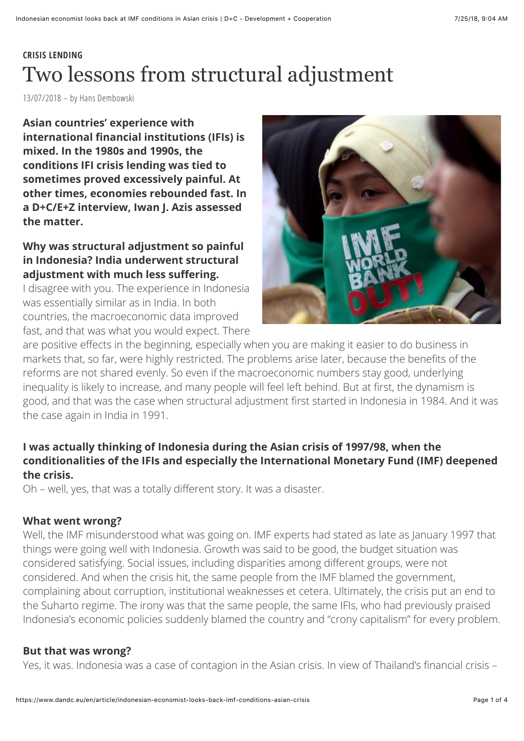**CRISIS LENDING**

# Two lessons from structural adjustment

13/07/2018 – by Hans Dembowski

**Asian countries' experience with international financial institutions (IFIs) is mixed. In the 1980s and 1990s, the conditions IFI crisis lending was tied to sometimes proved excessively painful. At other times, economies rebounded fast. In a D+C/E+Z interview, Iwan J. Azis assessed the matter.**

**Why was structural adjustment so painful in Indonesia? India underwent structural adjustment with much less suffering.**

I disagree with you. The experience in Indonesia was essentially similar as in India. In both countries, the macroeconomic data improved fast, and that was what you would expect. There are positive effects in the beginning, especially when you are making it easier to do business in markets that, so far, were highly restricted. The problems arise later, because the benefits of the reforms are not shared evenly. So even if the macroeconomic numbers stay good, underlying inequality is likely to increase, and many people will feel left behind. But at first, the dynamism is good, and that was the case when structural adjustment first started in Indonesia in 1984. And it was the case again in India in 1991.

**I was actually thinking of Indonesia during the Asian crisis of 1997/98, when the conditionalities of the IFIs and especially the International Monetary Fund (IMF) deepened the crisis.**

Oh – well, yes, that was a totally different story. It was a disaster.

**What went wrong?**

Well, the IMF misunderstood what was going on. IMF experts had stated as late as January 1997 that things were going well with Indonesia. Growth was said to be good, the budget situation was considered satisfying. Social issues, including disparities among different groups, were not considered. And when the crisis hit, the same people from the IMF blamed the government, complaining about corruption, institutional weaknesses et cetera. Ultimately, the crisis put an end to the Suharto regime. The irony was that the same people, the same IFIs, who had previously praised Indonesia's economic policies suddenly blamed the country and "crony capitalism" for every problem.

**But that was wrong?**

Yes, it was. Indonesia was a case of contagion in the Asian crisis. In view of Thailand's financial crisis –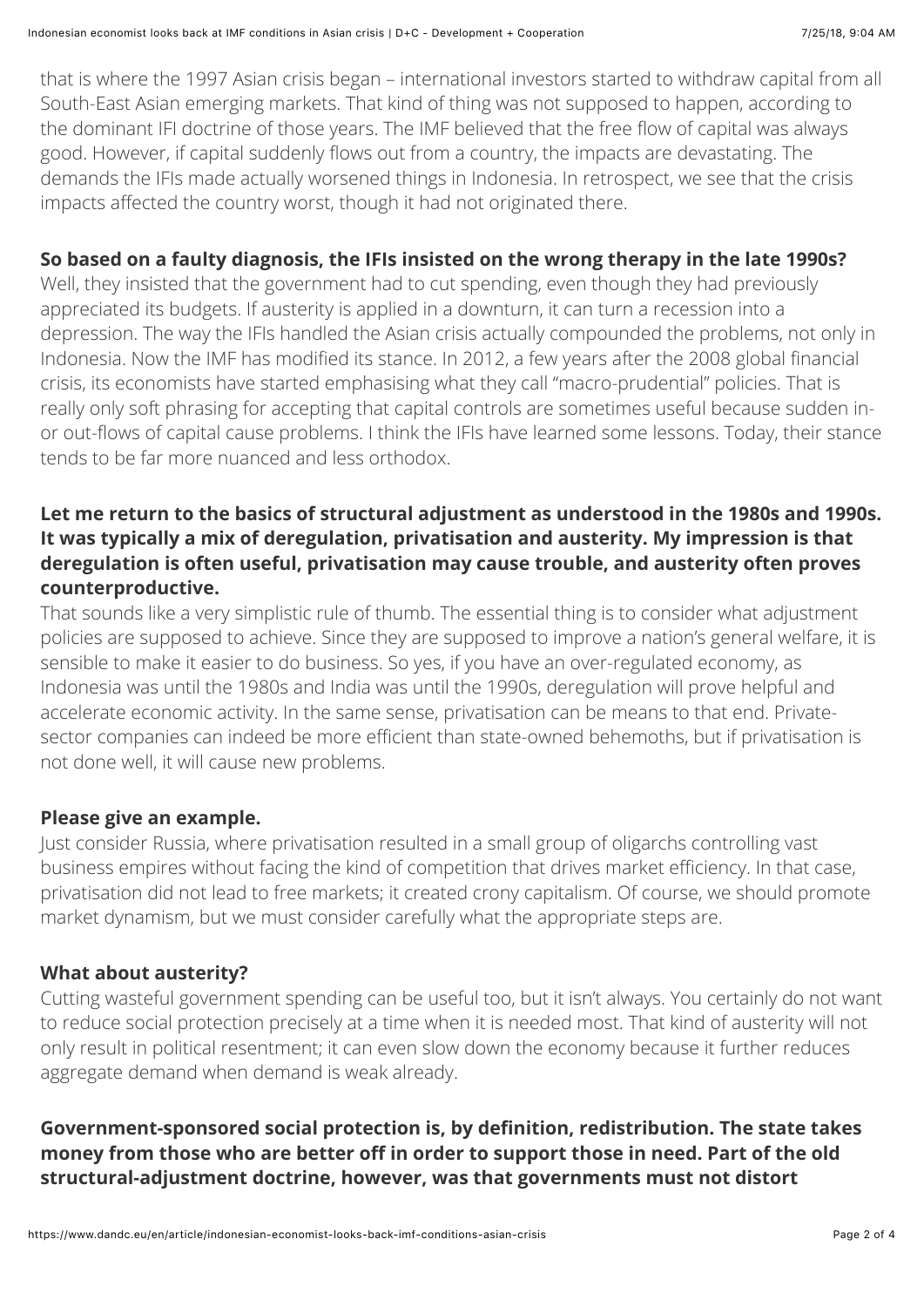that is where the 1997 Asian crisis began – international investors started to withdraw capital from all South-East Asian emerging markets. That kind of thing was not supposed to happen, according to the dominant IFI doctrine of those years. The IMF believed that the free flow of capital was always good. However, if capital suddenly flows out from a country, the impacts are devastating. The demands the IFIs made actually worsened things in Indonesia. In retrospect, we see that the crisis impacts affected the country worst, though it had not originated there.

**So based on a faulty diagnosis, the IFIs insisted on the wrong therapy in the late 1990s?**

Well, they insisted that the government had to cut spending, even though they had previously appreciated its budgets. If austerity is applied in a downturn, it can turn a recession into a depression. The way the IFIs handled the Asian crisis actually compounded the problems, not only in Indonesia. Now the IMF has modified its stance. In 2012, a few years after the 2008 global financial crisis, its economists have started emphasising what they call "macro-prudential" policies. That is really only soft phrasing for accepting that capital controls are sometimes useful because sudden in- or out-flows of capital cause problems. I think the IFIs have learned some lessons. Today, their stance tends to be far more nuanced and less orthodox.

**Let me return to the basics of structural adjustment as understood in the 1980s and 1990s. It was typically a mix of deregulation, privatisation and austerity. My impression is that deregulation is often useful, privatisation may cause trouble, and austerity often proves counterproductive.**

That sounds like a very simplistic rule of thumb. The essential thing is to consider what adjustment policies are supposed to achieve. Since they are supposed to improve a nation's general welfare, it is sensible to make it easier to do business. So yes, if you have an over-regulated economy, as Indonesia was until the 1980s and India was until the 1990s, deregulation will prove helpful and accelerate economic activity. In the same sense, privatisation can be means to that end. Private-sector companies can indeed be more efficient than state-owned behemoths, but if privatisation is not done well, it will cause new problems.

**Please give an example.**

Just consider Russia, where privatisation resulted in a small group of oligarchs controlling vast business empires without facing the kind of competition that drives market efficiency. In that case, privatisation did not lead to free markets; it created crony capitalism. Of course, we should promote market dynamism, but we must consider carefully what the appropriate steps are.

**What about austerity?**

Cutting wasteful government spending can be useful too, but it isn't always. You certainly do not want to reduce social protection precisely at a time when it is needed most. That kind of austerity will not only result in political resentment; it can even slow down the economy because it further reduces aggregate demand when demand is weak already.

**Government-sponsored social protection is, by definition, redistribution. The state takes money from those who are better off in order to support those in need. Part of the old structural-adjustment doctrine, however, was that governments must not distort**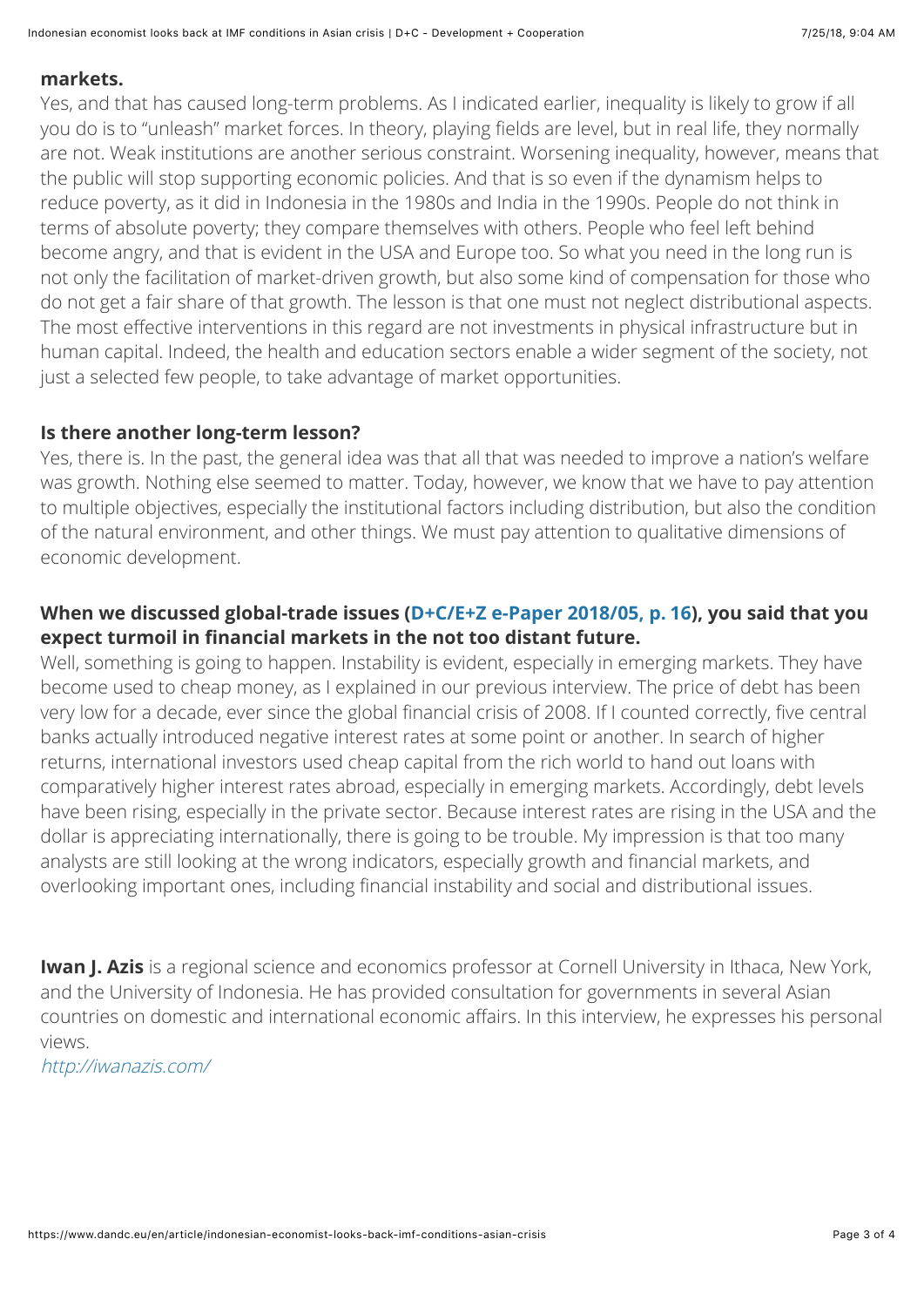**markets.**

Yes, and that has caused long-term problems. As I indicated earlier, inequality is likely to grow if all you do is to "unleash" market forces. In theory, playing fields are level, but in real life, they normally are not. Weak institutions are another serious constraint. Worsening inequality, however, means that the public will stop supporting economic policies. And that is so even if the dynamism helps to reduce poverty, as it did in Indonesia in the 1980s and India in the 1990s. People do not think in terms of absolute poverty; they compare themselves with others. People who feel left behind become angry, and that is evident in the USA and Europe too. So what you need in the long run is not only the facilitation of market-driven growth, but also some kind of compensation for those who do not get a fair share of that growth. The lesson is that one must not neglect distributional aspects. The most effective interventions in this regard are not investments in physical infrastructure but in human capital. Indeed, the health and education sectors enable a wider segment of the society, not just a selected few people, to take advantage of market opportunities.

**Is there another long-term lesson?**

Yes, there is. In the past, the general idea was that all that was needed to improve a nation's welfare was growth. Nothing else seemed to matter. Today, however, we know that we have to pay attention to multiple objectives, especially the institutional factors including distribution, but also the condition of the natural environment, and other things. We must pay attention to qualitative dimensions of economic development.

**When we discussed global-trade issues (D+C/E+Z e-Paper 2018/05, p. 16), you said that you expect turmoil in financial markets in the not too distant future.**

Well, something is going to happen. Instability is evident, especially in emerging markets. They have become used to cheap money, as I explained in our previous interview. The price of debt has been very low for a decade, ever since the global financial crisis of 2008. If I counted correctly, five central banks actually introduced negative interest rates at some point or another. In search of higher returns, international investors used cheap capital from the rich world to hand out loans with comparatively higher interest rates abroad, especially in emerging markets. Accordingly, debt levels have been rising, especially in the private sector. Because interest rates are rising in the USA and the dollar is appreciating internationally, there is going to be trouble. My impression is that too many analysts are still looking at the wrong indicators, especially growth and financial markets, and overlooking important ones, including financial instability and social and distributional issues.

**Iwan J. Azis** is a regional science and economics professor at Cornell University in Ithaca, New York, and the University of Indonesia. He has provided consultation for governments in several Asian countries on domestic and international economic affairs. In this interview, he expresses his personal views.

*http://iwanazis.com/*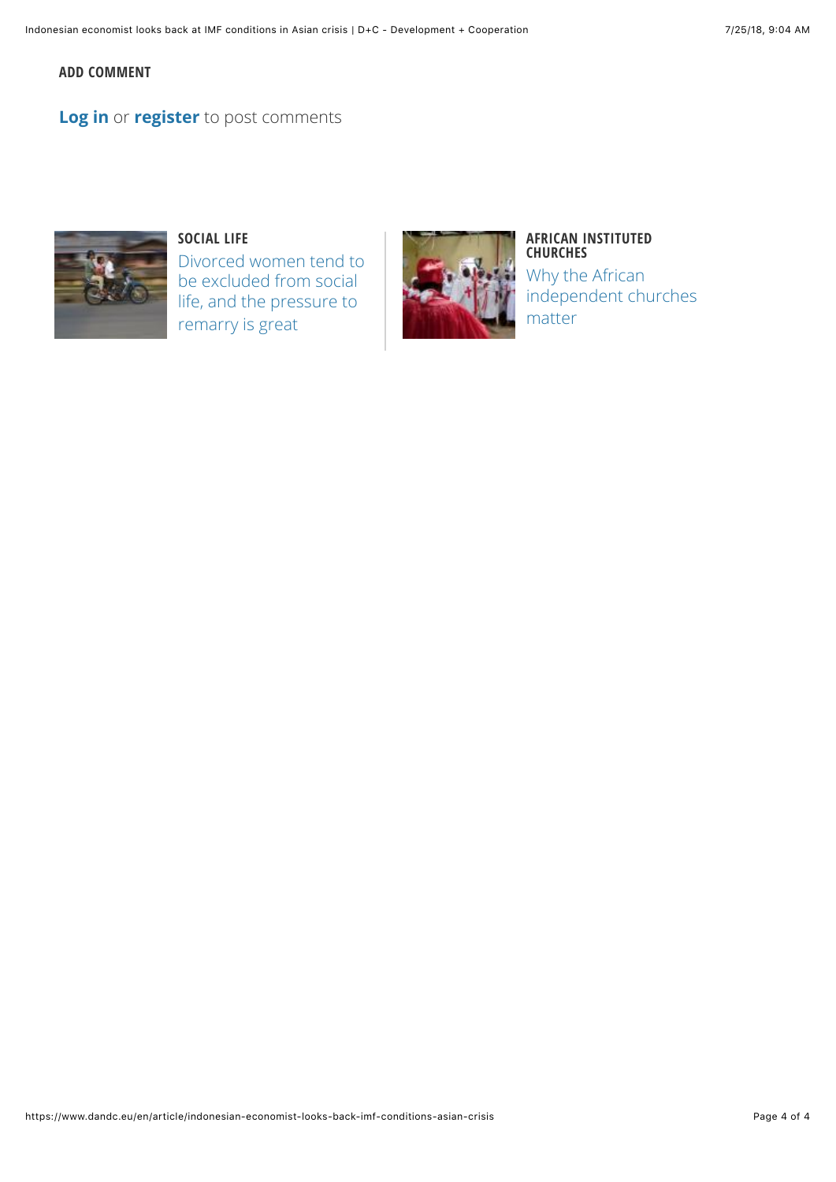**ADD COMMENT**

**Log in** or **register** to post comments

**SOCIAL LIFE**

Divorced women tend to be excluded from social life, and the pressure to remarry is great

**AFRICAN INSTITUTED CHURCHES**

Why the African independent churches matter